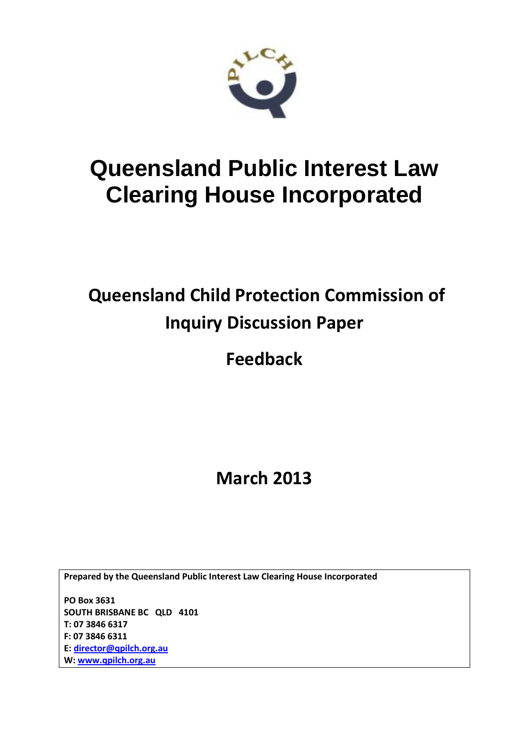# Queensland Public Interest Law Clearing House Incorporated

## Queensland Child Protection Commission of Inquiry Discussion Paper

## Feedback

## March 2013

**Prepared by the Queensland Public Interest Law Clearing House Incorporated**

**PO Box 3631**
**SOUTH BRISBANE BC QLD 4101**
**T: 07 3846 6317**
**F: 07 3846 6311**
**E: director@qpilch.org.au**
**W: www.qpilch.org.au**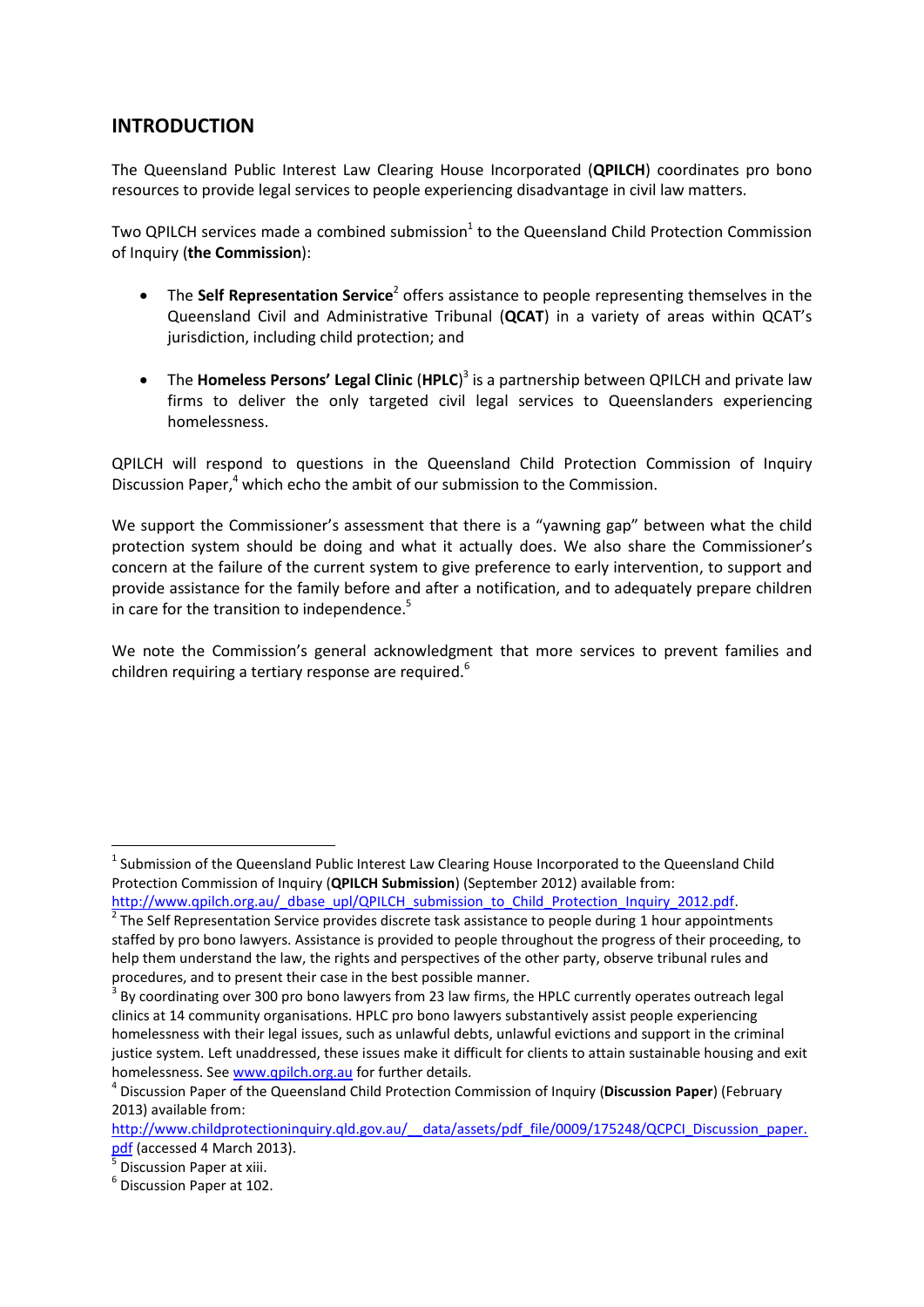## INTRODUCTION

The Queensland Public Interest Law Clearing House Incorporated (**QPILCH**) coordinates pro bono resources to provide legal services to people experiencing disadvantage in civil law matters.

Two QPILCH services made a combined submission[1] to the Queensland Child Protection Commission of Inquiry (**the Commission**):

- The **Self Representation Service**[2] offers assistance to people representing themselves in the Queensland Civil and Administrative Tribunal (**QCAT**) in a variety of areas within QCAT's jurisdiction, including child protection; and

- The **Homeless Persons' Legal Clinic** (**HPLC**)[3] is a partnership between QPILCH and private law firms to deliver the only targeted civil legal services to Queenslanders experiencing homelessness.

QPILCH will respond to questions in the Queensland Child Protection Commission of Inquiry Discussion Paper,[4] which echo the ambit of our submission to the Commission.

We support the Commissioner's assessment that there is a "yawning gap" between what the child protection system should be doing and what it actually does. We also share the Commissioner's concern at the failure of the current system to give preference to early intervention, to support and provide assistance for the family before and after a notification, and to adequately prepare children in care for the transition to independence.[5]

We note the Commission's general acknowledgment that more services to prevent families and children requiring a tertiary response are required.[6]

---

[1] Submission of the Queensland Public Interest Law Clearing House Incorporated to the Queensland Child Protection Commission of Inquiry (**QPILCH Submission**) (September 2012) available from: http://www.qpilch.org.au/_dbase_upl/QPILCH_submission_to_Child_Protection_Inquiry_2012.pdf.

[2] The Self Representation Service provides discrete task assistance to people during 1 hour appointments staffed by pro bono lawyers. Assistance is provided to people throughout the progress of their proceeding, to help them understand the law, the rights and perspectives of the other party, observe tribunal rules and procedures, and to present their case in the best possible manner.

[3] By coordinating over 300 pro bono lawyers from 23 law firms, the HPLC currently operates outreach legal clinics at 14 community organisations. HPLC pro bono lawyers substantively assist people experiencing homelessness with their legal issues, such as unlawful debts, unlawful evictions and support in the criminal justice system. Left unaddressed, these issues make it difficult for clients to attain sustainable housing and exit homelessness. See www.qpilch.org.au for further details.

[4] Discussion Paper of the Queensland Child Protection Commission of Inquiry (**Discussion Paper**) (February 2013) available from: http://www.childprotectioninquiry.qld.gov.au/__data/assets/pdf_file/0009/175248/QCPCI_Discussion_paper.pdf (accessed 4 March 2013).

[5] Discussion Paper at xiii.

[6] Discussion Paper at 102.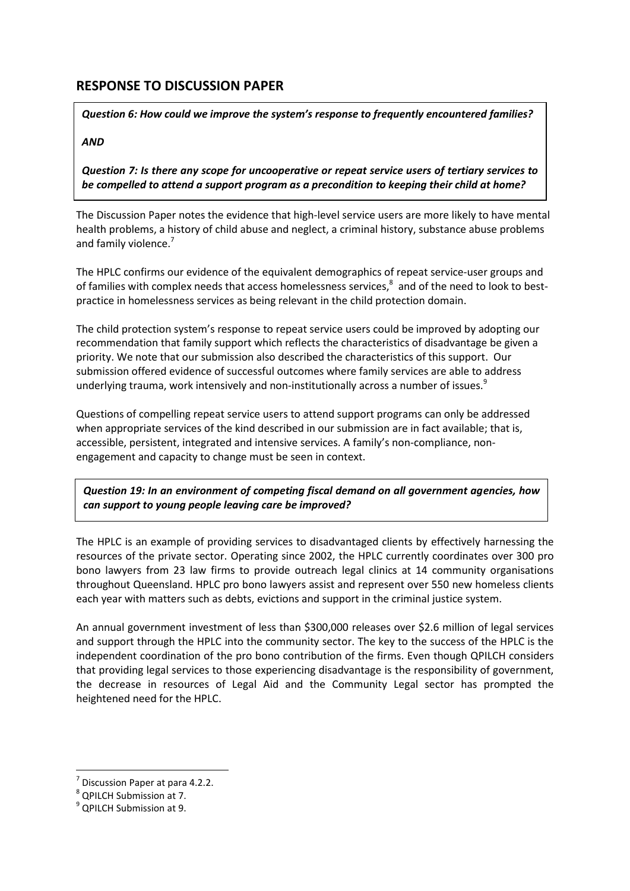## RESPONSE TO DISCUSSION PAPER

***Question 6: How could we improve the system's response to frequently encountered families?***

***AND***

***Question 7: Is there any scope for uncooperative or repeat service users of tertiary services to be compelled to attend a support program as a precondition to keeping their child at home?***

The Discussion Paper notes the evidence that high-level service users are more likely to have mental health problems, a history of child abuse and neglect, a criminal history, substance abuse problems and family violence.[7]

The HPLC confirms our evidence of the equivalent demographics of repeat service-user groups and of families with complex needs that access homelessness services,[8] and of the need to look to best-practice in homelessness services as being relevant in the child protection domain.

The child protection system's response to repeat service users could be improved by adopting our recommendation that family support which reflects the characteristics of disadvantage be given a priority. We note that our submission also described the characteristics of this support. Our submission offered evidence of successful outcomes where family services are able to address underlying trauma, work intensively and non-institutionally across a number of issues.[9]

Questions of compelling repeat service users to attend support programs can only be addressed when appropriate services of the kind described in our submission are in fact available; that is, accessible, persistent, integrated and intensive services. A family's non-compliance, non-engagement and capacity to change must be seen in context.

***Question 19: In an environment of competing fiscal demand on all government agencies, how can support to young people leaving care be improved?***

The HPLC is an example of providing services to disadvantaged clients by effectively harnessing the resources of the private sector. Operating since 2002, the HPLC currently coordinates over 300 pro bono lawyers from 23 law firms to provide outreach legal clinics at 14 community organisations throughout Queensland. HPLC pro bono lawyers assist and represent over 550 new homeless clients each year with matters such as debts, evictions and support in the criminal justice system.

An annual government investment of less than $300,000 releases over $2.6 million of legal services and support through the HPLC into the community sector. The key to the success of the HPLC is the independent coordination of the pro bono contribution of the firms. Even though QPILCH considers that providing legal services to those experiencing disadvantage is the responsibility of government, the decrease in resources of Legal Aid and the Community Legal sector has prompted the heightened need for the HPLC.

---

[7] Discussion Paper at para 4.2.2.

[8] QPILCH Submission at 7.

[9] QPILCH Submission at 9.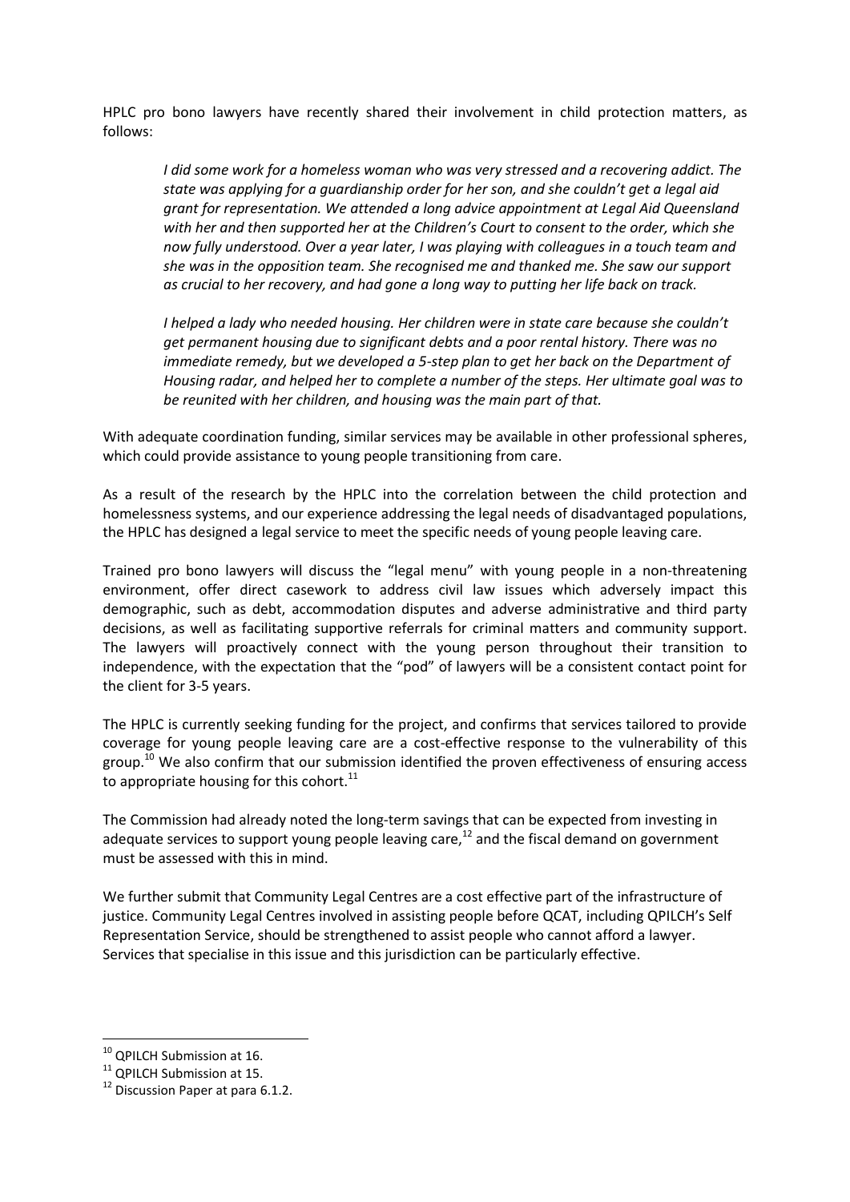HPLC pro bono lawyers have recently shared their involvement in child protection matters, as follows:

> *I did some work for a homeless woman who was very stressed and a recovering addict. The state was applying for a guardianship order for her son, and she couldn't get a legal aid grant for representation. We attended a long advice appointment at Legal Aid Queensland with her and then supported her at the Children's Court to consent to the order, which she now fully understood. Over a year later, I was playing with colleagues in a touch team and she was in the opposition team. She recognised me and thanked me. She saw our support as crucial to her recovery, and had gone a long way to putting her life back on track.*
>
> *I helped a lady who needed housing. Her children were in state care because she couldn't get permanent housing due to significant debts and a poor rental history. There was no immediate remedy, but we developed a 5-step plan to get her back on the Department of Housing radar, and helped her to complete a number of the steps. Her ultimate goal was to be reunited with her children, and housing was the main part of that.*

With adequate coordination funding, similar services may be available in other professional spheres, which could provide assistance to young people transitioning from care.

As a result of the research by the HPLC into the correlation between the child protection and homelessness systems, and our experience addressing the legal needs of disadvantaged populations, the HPLC has designed a legal service to meet the specific needs of young people leaving care.

Trained pro bono lawyers will discuss the "legal menu" with young people in a non-threatening environment, offer direct casework to address civil law issues which adversely impact this demographic, such as debt, accommodation disputes and adverse administrative and third party decisions, as well as facilitating supportive referrals for criminal matters and community support. The lawyers will proactively connect with the young person throughout their transition to independence, with the expectation that the "pod" of lawyers will be a consistent contact point for the client for 3-5 years.

The HPLC is currently seeking funding for the project, and confirms that services tailored to provide coverage for young people leaving care are a cost-effective response to the vulnerability of this group.[10] We also confirm that our submission identified the proven effectiveness of ensuring access to appropriate housing for this cohort.[11]

The Commission had already noted the long-term savings that can be expected from investing in adequate services to support young people leaving care,[12] and the fiscal demand on government must be assessed with this in mind.

We further submit that Community Legal Centres are a cost effective part of the infrastructure of justice. Community Legal Centres involved in assisting people before QCAT, including QPILCH's Self Representation Service, should be strengthened to assist people who cannot afford a lawyer. Services that specialise in this issue and this jurisdiction can be particularly effective.

---

[10] QPILCH Submission at 16.

[11] QPILCH Submission at 15.

[12] Discussion Paper at para 6.1.2.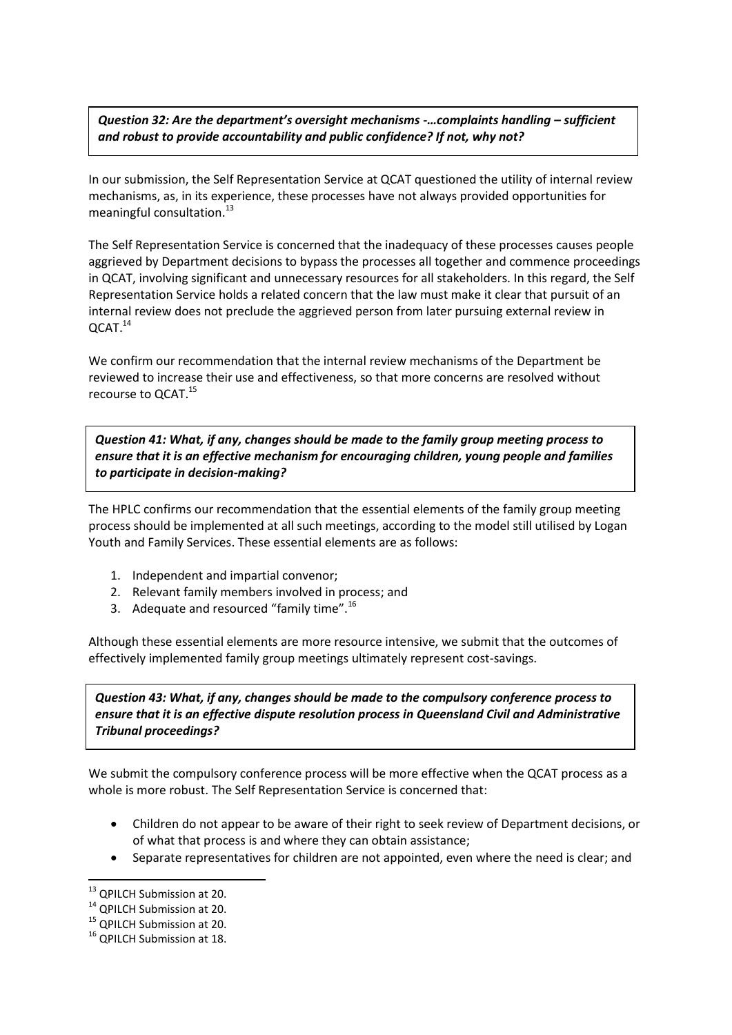***Question 32: Are the department's oversight mechanisms -…complaints handling – sufficient and robust to provide accountability and public confidence? If not, why not?***

In our submission, the Self Representation Service at QCAT questioned the utility of internal review mechanisms, as, in its experience, these processes have not always provided opportunities for meaningful consultation.[13]

The Self Representation Service is concerned that the inadequacy of these processes causes people aggrieved by Department decisions to bypass the processes all together and commence proceedings in QCAT, involving significant and unnecessary resources for all stakeholders. In this regard, the Self Representation Service holds a related concern that the law must make it clear that pursuit of an internal review does not preclude the aggrieved person from later pursuing external review in QCAT.[14]

We confirm our recommendation that the internal review mechanisms of the Department be reviewed to increase their use and effectiveness, so that more concerns are resolved without recourse to QCAT.[15]

***Question 41: What, if any, changes should be made to the family group meeting process to ensure that it is an effective mechanism for encouraging children, young people and families to participate in decision-making?***

The HPLC confirms our recommendation that the essential elements of the family group meeting process should be implemented at all such meetings, according to the model still utilised by Logan Youth and Family Services. These essential elements are as follows:

1. Independent and impartial convenor;
2. Relevant family members involved in process; and
3. Adequate and resourced "family time".[16]

Although these essential elements are more resource intensive, we submit that the outcomes of effectively implemented family group meetings ultimately represent cost-savings.

***Question 43: What, if any, changes should be made to the compulsory conference process to ensure that it is an effective dispute resolution process in Queensland Civil and Administrative Tribunal proceedings?***

We submit the compulsory conference process will be more effective when the QCAT process as a whole is more robust. The Self Representation Service is concerned that:

- Children do not appear to be aware of their right to seek review of Department decisions, or of what that process is and where they can obtain assistance;
- Separate representatives for children are not appointed, even where the need is clear; and

---

[13] QPILCH Submission at 20.
[14] QPILCH Submission at 20.
[15] QPILCH Submission at 20.
[16] QPILCH Submission at 18.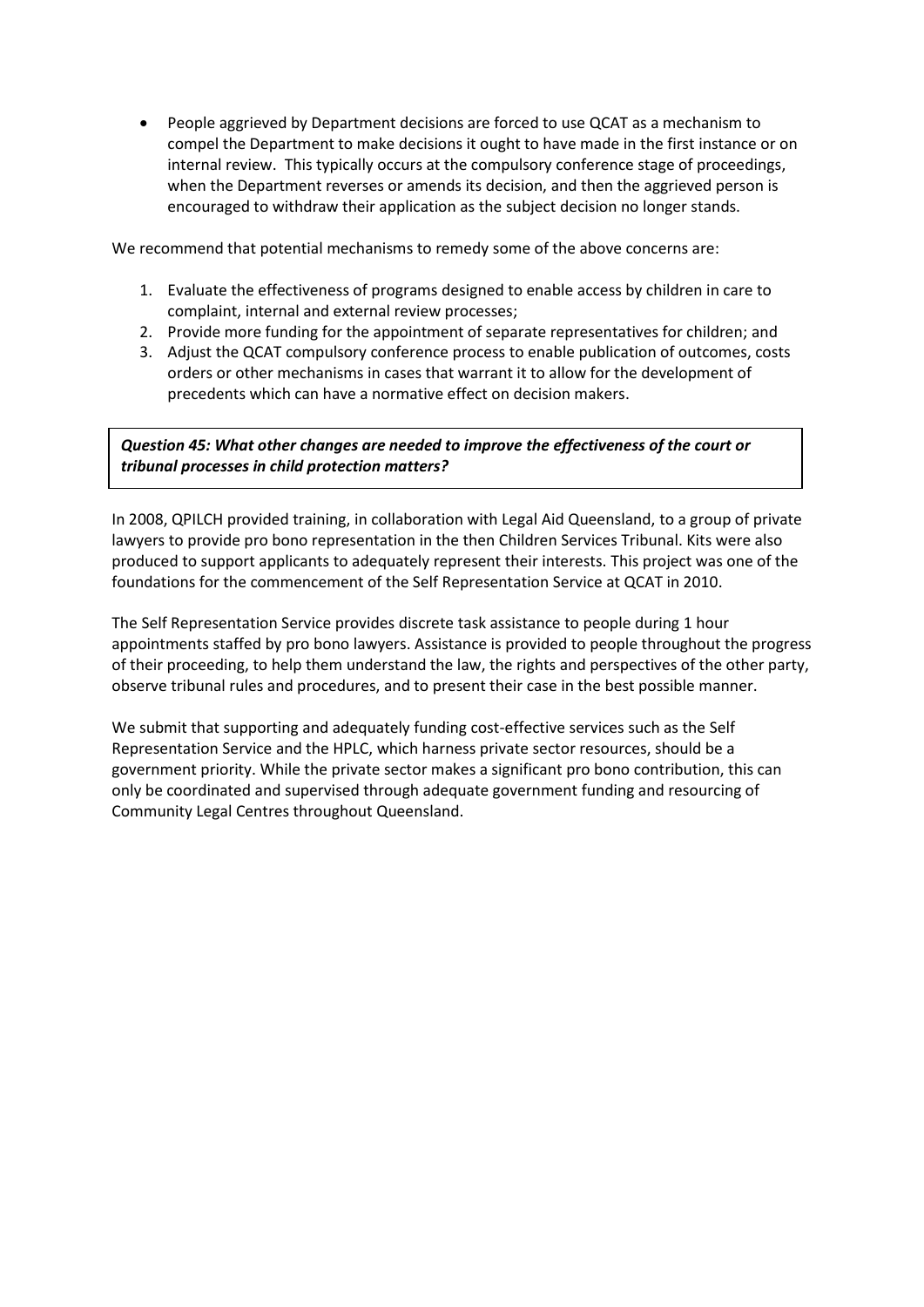- People aggrieved by Department decisions are forced to use QCAT as a mechanism to compel the Department to make decisions it ought to have made in the first instance or on internal review. This typically occurs at the compulsory conference stage of proceedings, when the Department reverses or amends its decision, and then the aggrieved person is encouraged to withdraw their application as the subject decision no longer stands.

We recommend that potential mechanisms to remedy some of the above concerns are:

1. Evaluate the effectiveness of programs designed to enable access by children in care to complaint, internal and external review processes;
2. Provide more funding for the appointment of separate representatives for children; and
3. Adjust the QCAT compulsory conference process to enable publication of outcomes, costs orders or other mechanisms in cases that warrant it to allow for the development of precedents which can have a normative effect on decision makers.

***Question 45: What other changes are needed to improve the effectiveness of the court or tribunal processes in child protection matters?***

In 2008, QPILCH provided training, in collaboration with Legal Aid Queensland, to a group of private lawyers to provide pro bono representation in the then Children Services Tribunal. Kits were also produced to support applicants to adequately represent their interests. This project was one of the foundations for the commencement of the Self Representation Service at QCAT in 2010.

The Self Representation Service provides discrete task assistance to people during 1 hour appointments staffed by pro bono lawyers. Assistance is provided to people throughout the progress of their proceeding, to help them understand the law, the rights and perspectives of the other party, observe tribunal rules and procedures, and to present their case in the best possible manner.

We submit that supporting and adequately funding cost-effective services such as the Self Representation Service and the HPLC, which harness private sector resources, should be a government priority. While the private sector makes a significant pro bono contribution, this can only be coordinated and supervised through adequate government funding and resourcing of Community Legal Centres throughout Queensland.